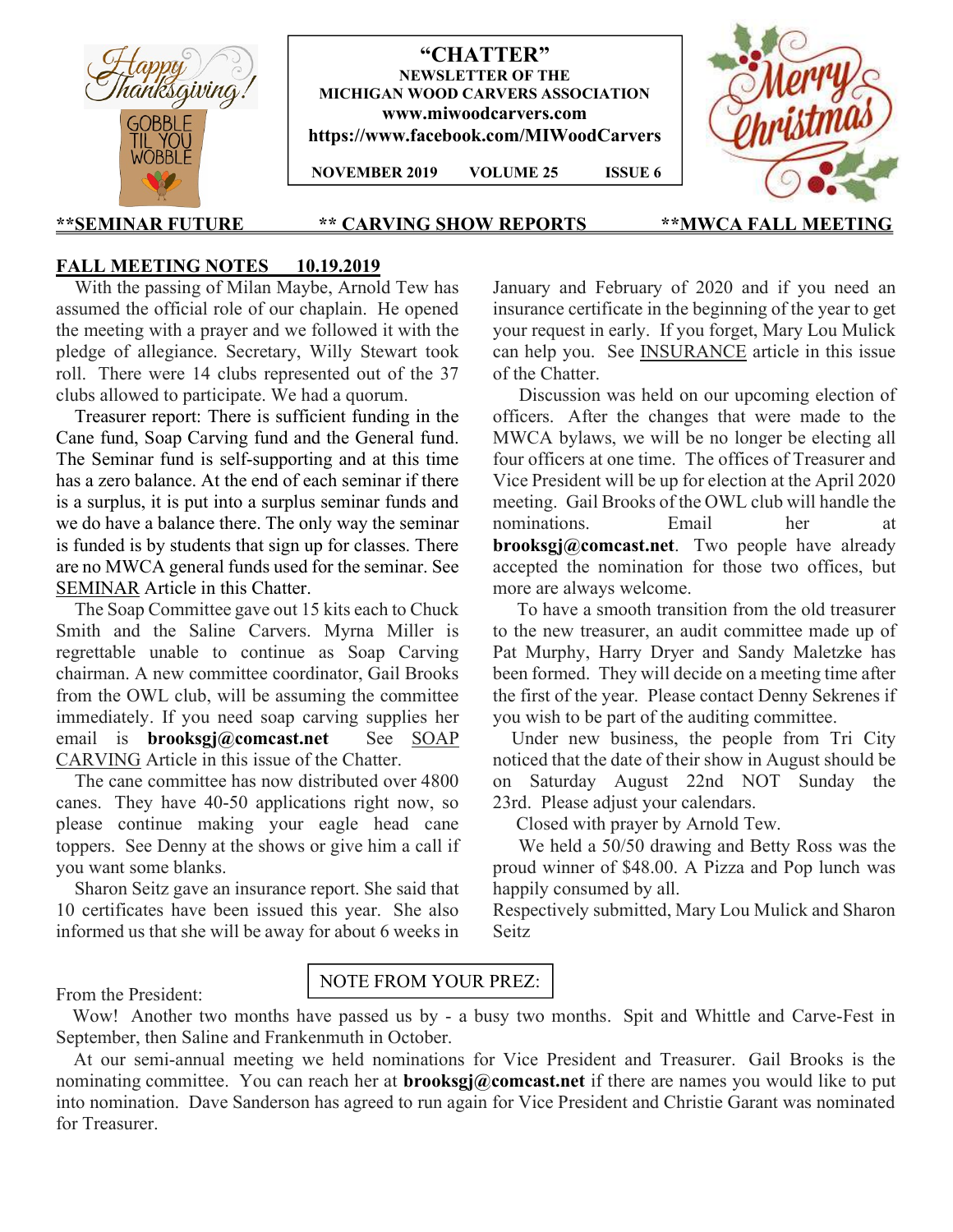# "CHATTER"

**NEWSLETTER OF THE MICHIGAN WOOD CARVERS ASSOCIATION**

**www.miwoodcarvers.com**

**https://www.facebook.com/MIWoodCarvers**

**NOVEMBER 2019 VOLUME 25 ISSUE 6**

**\*\*SEMINAR FUTURE \*\* CARVING SHOW REPORTS \*\*MWCA FALL MEETING**

## FALL MEETING NOTES 10.19.2019

With the passing of Milan Maybe, Arnold Tew has assumed the official role of our chaplain. He opened the meeting with a prayer and we followed it with the pledge of allegiance. Secretary, Willy Stewart took roll. There were 14 clubs represented out of the 37 clubs allowed to participate. We had a quorum.

Treasurer report: There is sufficient funding in the Cane fund, Soap Carving fund and the General fund. The Seminar fund is self-supporting and at this time has a zero balance. At the end of each seminar if there is a surplus, it is put into a surplus seminar funds and we do have a balance there. The only way the seminar is funded is by students that sign up for classes. There are no MWCA general funds used for the seminar. See SEMINAR Article in this Chatter.

The Soap Committee gave out 15 kits each to Chuck Smith and the Saline Carvers. Myrna Miller is regrettable unable to continue as Soap Carving chairman. A new committee coordinator, Gail Brooks from the OWL club, will be assuming the committee immediately. If you need soap carving supplies her email is **brooksgj@comcast.net** See SOAP CARVING Article in this issue of the Chatter.

The cane committee has now distributed over 4800 canes. They have 40-50 applications right now, so please continue making your eagle head cane toppers. See Denny at the shows or give him a call if you want some blanks.

Sharon Seitz gave an insurance report. She said that 10 certificates have been issued this year. She also informed us that she will be away for about 6 weeks in January and February of 2020 and if you need an insurance certificate in the beginning of the year to get your request in early. If you forget, Mary Lou Mulick can help you. See INSURANCE article in this issue of the Chatter.

Discussion was held on our upcoming election of officers. After the changes that were made to the MWCA bylaws, we will be no longer be electing all four officers at one time. The offices of Treasurer and Vice President will be up for election at the April 2020 meeting. Gail Brooks of the OWL club will handle the nominations. Email her at **brooksgj@comcast.net**. Two people have already accepted the nomination for those two offices, but more are always welcome.

To have a smooth transition from the old treasurer to the new treasurer, an audit committee made up of Pat Murphy, Harry Dryer and Sandy Maletzke has been formed. They will decide on a meeting time after the first of the year. Please contact Denny Sekrenes if you wish to be part of the auditing committee.

Under new business, the people from Tri City noticed that the date of their show in August should be on Saturday August 22nd NOT Sunday the 23rd. Please adjust your calendars.

Closed with prayer by Arnold Tew.

We held a 50/50 drawing and Betty Ross was the proud winner of $48.00. A Pizza and Pop lunch was happily consumed by all.

Respectively submitted, Mary Lou Mulick and Sharon Seitz

## NOTE FROM YOUR PREZ:

From the President:

Wow! Another two months have passed us by - a busy two months. Spit and Whittle and Carve-Fest in September, then Saline and Frankenmuth in October.

At our semi-annual meeting we held nominations for Vice President and Treasurer. Gail Brooks is the nominating committee. You can reach her at **brooksgj@comcast.net** if there are names you would like to put into nomination. Dave Sanderson has agreed to run again for Vice President and Christie Garant was nominated for Treasurer.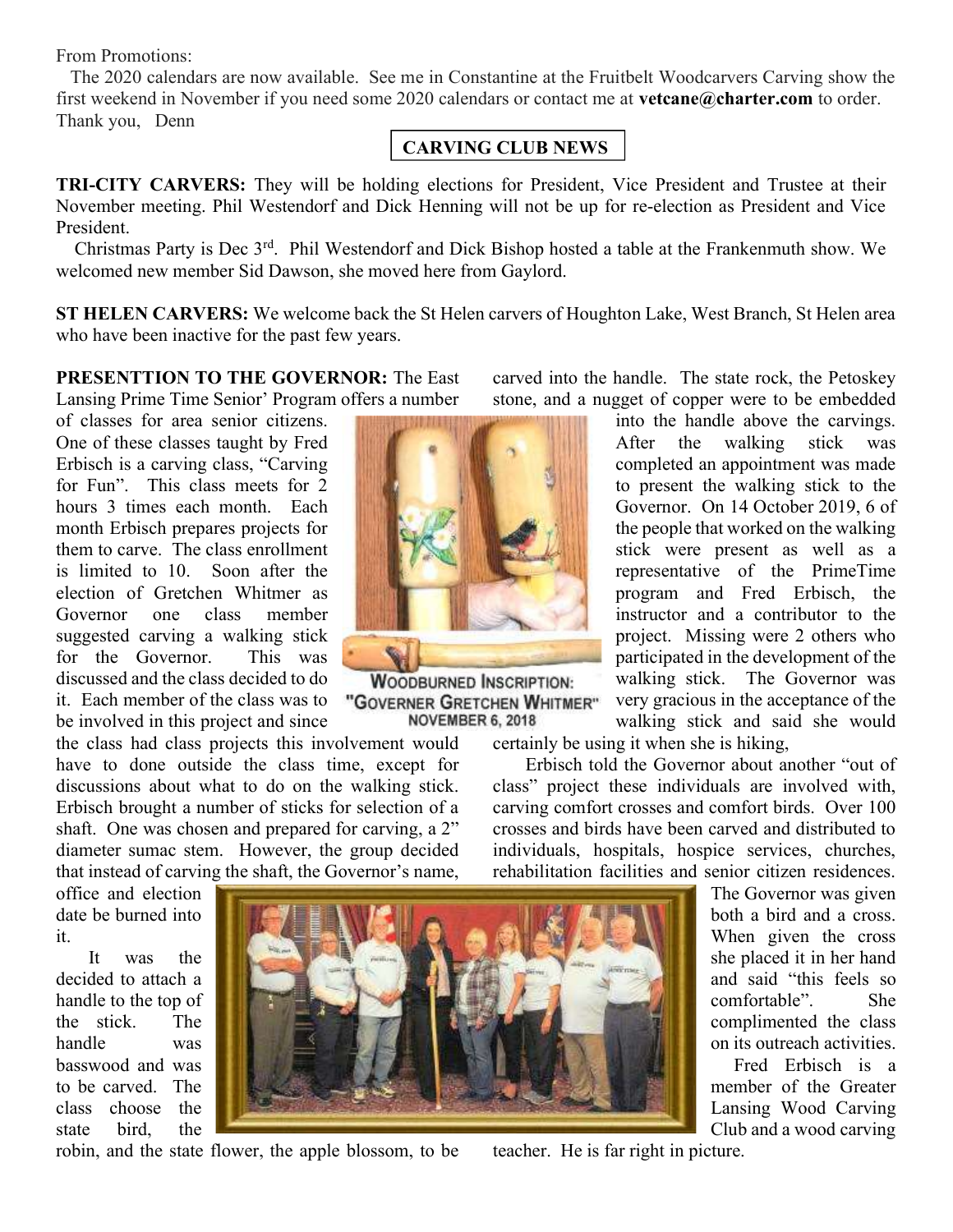From Promotions:

The 2020 calendars are now available. See me in Constantine at the Fruitbelt Woodcarvers Carving show the first weekend in November if you need some 2020 calendars or contact me at **vetcane@charter.com** to order. Thank you, Denn

## CARVING CLUB NEWS

**TRI-CITY CARVERS:** They will be holding elections for President, Vice President and Trustee at their November meeting. Phil Westendorf and Dick Henning will not be up for re-election as President and Vice President.

Christmas Party is Dec 3rd. Phil Westendorf and Dick Bishop hosted a table at the Frankenmuth show. We welcomed new member Sid Dawson, she moved here from Gaylord.

**ST HELEN CARVERS:** We welcome back the St Helen carvers of Houghton Lake, West Branch, St Helen area who have been inactive for the past few years.

**PRESENTTION TO THE GOVERNOR:** The East Lansing Prime Time Senior' Program offers a number of classes for area senior citizens. One of these classes taught by Fred Erbisch is a carving class, "Carving for Fun". This class meets for 2 hours 3 times each month. Each month Erbisch prepares projects for them to carve. The class enrollment is limited to 10. Soon after the election of Gretchen Whitmer as Governor one class member suggested carving a walking stick for the Governor. This was discussed and the class decided to do it. Each member of the class was to be involved in this project and since the class had class projects this involvement would have to done outside the class time, except for discussions about what to do on the walking stick. Erbisch brought a number of sticks for selection of a shaft. One was chosen and prepared for carving, a 2" diameter sumac stem. However, the group decided that instead of carving the shaft, the Governor's name, office and election date be burned into it.

WOODBURNED INSCRIPTION: "GOVERNER GRETCHEN WHITMER" NOVEMBER 6, 2018

It was the decided to attach a handle to the top of the stick. The handle was basswood and was to be carved. The class choose the state bird, the robin, and the state flower, the apple blossom, to be carved into the handle. The state rock, the Petoskey stone, and a nugget of copper were to be embedded into the handle above the carvings. After the walking stick was completed an appointment was made to present the walking stick to the Governor. On 14 October 2019, 6 of the people that worked on the walking stick were present as well as a representative of the PrimeTime program and Fred Erbisch, the instructor and a contributor to the project. Missing were 2 others who participated in the development of the walking stick. The Governor was very gracious in the acceptance of the walking stick and said she would certainly be using it when she is hiking,

Erbisch told the Governor about another "out of class" project these individuals are involved with, carving comfort crosses and comfort birds. Over 100 crosses and birds have been carved and distributed to individuals, hospitals, hospice services, churches, rehabilitation facilities and senior citizen residences. The Governor was given both a bird and a cross. When given the cross she placed it in her hand and said "this feels so comfortable". She complimented the class on its outreach activities.

Fred Erbisch is a member of the Greater Lansing Wood Carving Club and a wood carving teacher. He is far right in picture.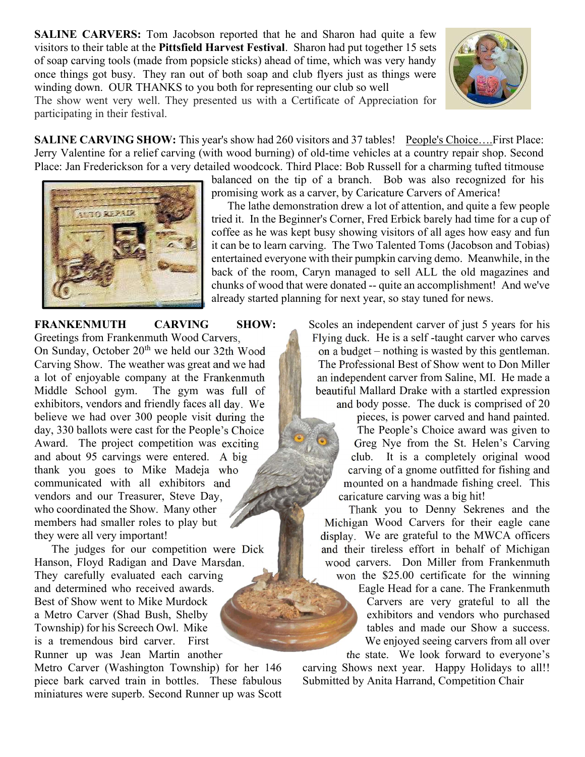**SALINE CARVERS:** Tom Jacobson reported that he and Sharon had quite a few visitors to their table at the **Pittsfield Harvest Festival**. Sharon had put together 15 sets of soap carving tools (made from popsicle sticks) ahead of time, which was very handy once things got busy. They ran out of both soap and club flyers just as things were winding down. OUR THANKS to you both for representing our club so well
The show went very well. They presented us with a Certificate of Appreciation for participating in their festival.

**SALINE CARVING SHOW:** This year's show had 260 visitors and 37 tables! People's Choice….First Place: Jerry Valentine for a relief carving (with wood burning) of old-time vehicles at a country repair shop. Second Place: Jan Frederickson for a very detailed woodcock. Third Place: Bob Russell for a charming tufted titmouse balanced on the tip of a branch. Bob was also recognized for his promising work as a carver, by Caricature Carvers of America!

The lathe demonstration drew a lot of attention, and quite a few people tried it. In the Beginner's Corner, Fred Erbick barely had time for a cup of coffee as he was kept busy showing visitors of all ages how easy and fun it can be to learn carving. The Two Talented Toms (Jacobson and Tobias) entertained everyone with their pumpkin carving demo. Meanwhile, in the back of the room, Caryn managed to sell ALL the old magazines and chunks of wood that were donated -- quite an accomplishment! And we've already started planning for next year, so stay tuned for news.

**FRANKENMUTH CARVING SHOW:** Greetings from Frankenmuth Wood Carvers,
On Sunday, October 20th we held our 32th Wood Carving Show. The weather was great and we had a lot of enjoyable company at the Frankenmuth Middle School gym. The gym was full of exhibitors, vendors and friendly faces all day. We believe we had over 300 people visit during the day, 330 ballots were cast for the People's Choice Award. The project competition was exciting and about 95 carvings were entered. A big thank you goes to Mike Madeja who communicated with all exhibitors and vendors and our Treasurer, Steve Day, who coordinated the Show. Many other members had smaller roles to play but they were all very important!

The judges for our competition were Dick Hanson, Floyd Radigan and Dave Marsdan. They carefully evaluated each carving and determined who received awards. Best of Show went to Mike Murdock a Metro Carver (Shad Bush, Shelby Township) for his Screech Owl. Mike is a tremendous bird carver. First Runner up was Jean Martin another Metro Carver (Washington Township) for her 146 piece bark carved train in bottles. These fabulous miniatures were superb. Second Runner up was Scott Scoles an independent carver of just 5 years for his Flying duck. He is a self -taught carver who carves on a budget – nothing is wasted by this gentleman. The Professional Best of Show went to Don Miller an independent carver from Saline, MI. He made a beautiful Mallard Drake with a startled expression and body posse. The duck is comprised of 20 pieces, is power carved and hand painted. The People's Choice award was given to Greg Nye from the St. Helen's Carving club. It is a completely original wood carving of a gnome outfitted for fishing and mounted on a handmade fishing creel. This caricature carving was a big hit!

Thank you to Denny Sekrenes and the Michigan Wood Carvers for their eagle cane display. We are grateful to the MWCA officers and their tireless effort in behalf of Michigan wood carvers. Don Miller from Frankenmuth won the $25.00 certificate for the winning Eagle Head for a cane. The Frankenmuth Carvers are very grateful to all the exhibitors and vendors who purchased tables and made our Show a success. We enjoyed seeing carvers from all over the state. We look forward to everyone's carving Shows next year. Happy Holidays to all!!
Submitted by Anita Harrand, Competition Chair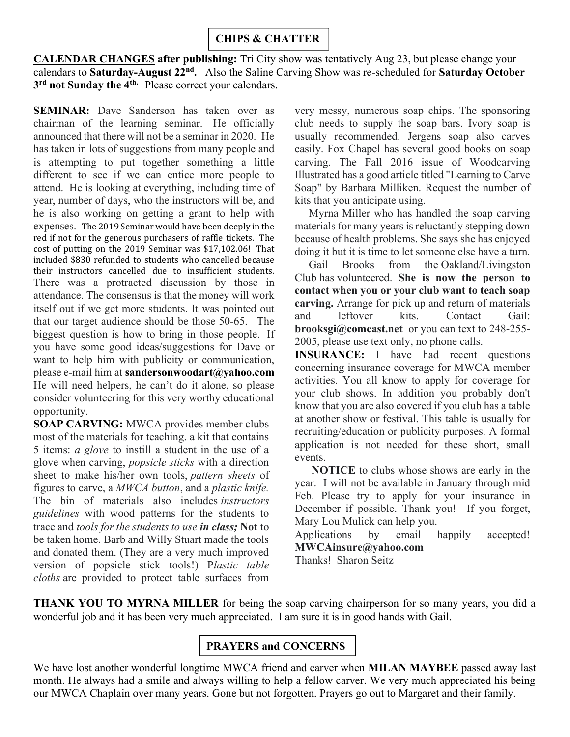## CHIPS & CHATTER

**<u>CALENDAR CHANGES</u> after publishing:** Tri City show was tentatively Aug 23, but please change your calendars to **Saturday-August 22nd.** Also the Saline Carving Show was re-scheduled for **Saturday October 3rd not Sunday the 4th.** Please correct your calendars.

**SEMINAR:** Dave Sanderson has taken over as chairman of the learning seminar. He officially announced that there will not be a seminar in 2020. He has taken in lots of suggestions from many people and is attempting to put together something a little different to see if we can entice more people to attend. He is looking at everything, including time of year, number of days, who the instructors will be, and he is also working on getting a grant to help with expenses. The 2019 Seminar would have been deeply in the red if not for the generous purchasers of raffle tickets. The cost of putting on the 2019 Seminar was $17,102.06! That included $830 refunded to students who cancelled because their instructors cancelled due to insufficient students. There was a protracted discussion by those in attendance. The consensus is that the money will work itself out if we get more students. It was pointed out that our target audience should be those 50-65. The biggest question is how to bring in those people. If you have some good ideas/suggestions for Dave or want to help him with publicity or communication, please e-mail him at **sandersonwoodart@yahoo.com** He will need helpers, he can't do it alone, so please consider volunteering for this very worthy educational opportunity.

**SOAP CARVING:** MWCA provides member clubs most of the materials for teaching. a kit that contains 5 items: *a glove* to instill a student in the use of a glove when carving, *popsicle sticks* with a direction sheet to make his/her own tools, *pattern sheets* of figures to carve, a *MWCA button*, and a *plastic knife.* The bin of materials also includes *instructors guidelines* with wood patterns for the students to trace and *tools for the students to use* ***in class;*** **Not** to be taken home. Barb and Willy Stuart made the tools and donated them. (They are a very much improved version of popsicle stick tools!) P*lastic table cloths* are provided to protect table surfaces from very messy, numerous soap chips. The sponsoring club needs to supply the soap bars. Ivory soap is usually recommended. Jergens soap also carves easily. Fox Chapel has several good books on soap carving. The Fall 2016 issue of Woodcarving Illustrated has a good article titled "Learning to Carve Soap" by Barbara Milliken. Request the number of kits that you anticipate using.

Myrna Miller who has handled the soap carving materials for many years is reluctantly stepping down because of health problems. She says she has enjoyed doing it but it is time to let someone else have a turn.

Gail Brooks from the Oakland/Livingston Club has volunteered. **She is now the person to contact when you or your club want to teach soap carving.** Arrange for pick up and return of materials and leftover kits. Contact Gail: **brooksgi@comcast.net** or you can text to 248-255-2005, please use text only, no phone calls.

**INSURANCE:** I have had recent questions concerning insurance coverage for MWCA member activities. You all know to apply for coverage for your club shows. In addition you probably don't know that you are also covered if you club has a table at another show or festival. This table is usually for recruiting/education or publicity purposes. A formal application is not needed for these short, small events.

**NOTICE** to clubs whose shows are early in the year. <u>I will not be available in January through mid Feb.</u> Please try to apply for your insurance in December if possible. Thank you! If you forget, Mary Lou Mulick can help you.

Applications by email happily accepted! **MWCAinsure@yahoo.com**

Thanks! Sharon Seitz

**THANK YOU TO MYRNA MILLER** for being the soap carving chairperson for so many years, you did a wonderful job and it has been very much appreciated. I am sure it is in good hands with Gail.

## PRAYERS and CONCERNS

We have lost another wonderful longtime MWCA friend and carver when **MILAN MAYBEE** passed away last month. He always had a smile and always willing to help a fellow carver. We very much appreciated his being our MWCA Chaplain over many years. Gone but not forgotten. Prayers go out to Margaret and their family.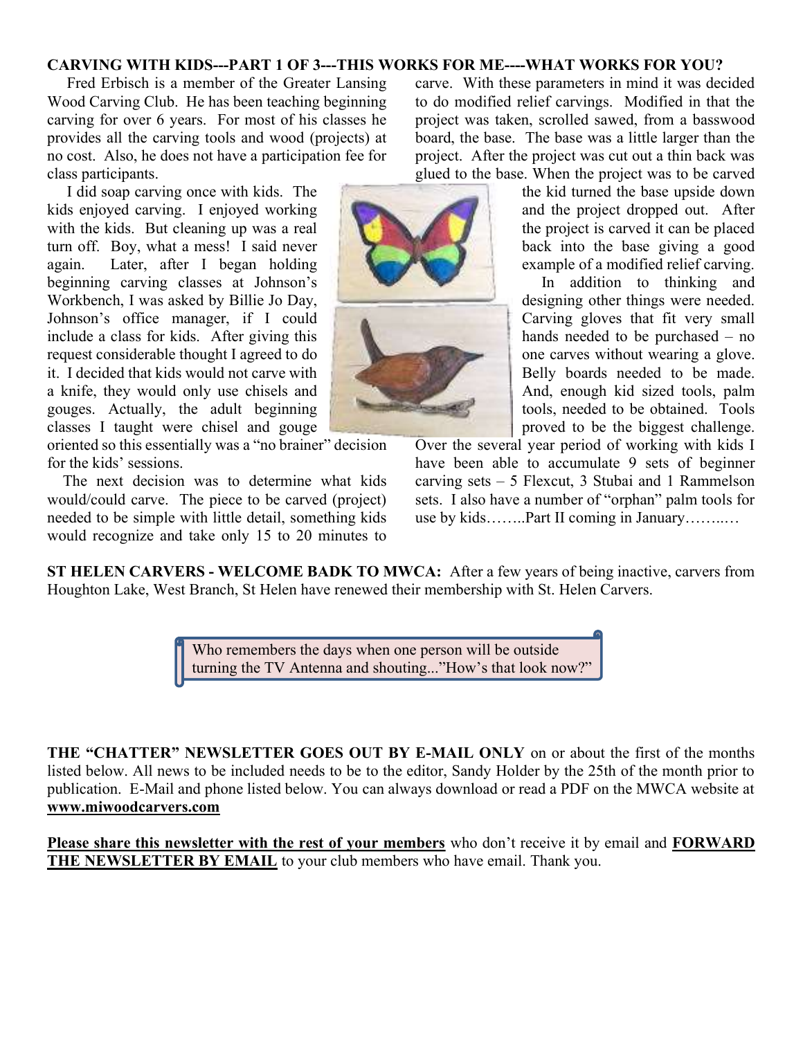**CARVING WITH KIDS---PART 1 OF 3---THIS WORKS FOR ME----WHAT WORKS FOR YOU?**

Fred Erbisch is a member of the Greater Lansing Wood Carving Club. He has been teaching beginning carving for over 6 years. For most of his classes he provides all the carving tools and wood (projects) at no cost. Also, he does not have a participation fee for class participants.

I did soap carving once with kids. The kids enjoyed carving. I enjoyed working with the kids. But cleaning up was a real turn off. Boy, what a mess! I said never again. Later, after I began holding beginning carving classes at Johnson's Workbench, I was asked by Billie Jo Day, Johnson's office manager, if I could include a class for kids. After giving this request considerable thought I agreed to do it. I decided that kids would not carve with a knife, they would only use chisels and gouges. Actually, the adult beginning classes I taught were chisel and gouge oriented so this essentially was a "no brainer" decision for the kids' sessions.

The next decision was to determine what kids would/could carve. The piece to be carved (project) needed to be simple with little detail, something kids would recognize and take only 15 to 20 minutes to carve. With these parameters in mind it was decided to do modified relief carvings. Modified in that the project was taken, scrolled sawed, from a basswood board, the base. The base was a little larger than the project. After the project was cut out a thin back was glued to the base. When the project was to be carved the kid turned the base upside down and the project dropped out. After the project is carved it can be placed back into the base giving a good example of a modified relief carving.

In addition to thinking and designing other things were needed. Carving gloves that fit very small hands needed to be purchased – no one carves without wearing a glove. Belly boards needed to be made. And, enough kid sized tools, palm tools, needed to be obtained. Tools proved to be the biggest challenge. Over the several year period of working with kids I have been able to accumulate 9 sets of beginner carving sets – 5 Flexcut, 3 Stubai and 1 Rammelson sets. I also have a number of "orphan" palm tools for use by kids……..Part II coming in January……..…

**ST HELEN CARVERS - WELCOME BADK TO MWCA:** After a few years of being inactive, carvers from Houghton Lake, West Branch, St Helen have renewed their membership with St. Helen Carvers.

Who remembers the days when one person will be outside turning the TV Antenna and shouting..."How's that look now?"

**THE "CHATTER" NEWSLETTER GOES OUT BY E-MAIL ONLY** on or about the first of the months listed below. All news to be included needs to be to the editor, Sandy Holder by the 25th of the month prior to publication. E-Mail and phone listed below. You can always download or read a PDF on the MWCA website at **www.miwoodcarvers.com**

**Please share this newsletter with the rest of your members** who don't receive it by email and **FORWARD THE NEWSLETTER BY EMAIL** to your club members who have email. Thank you.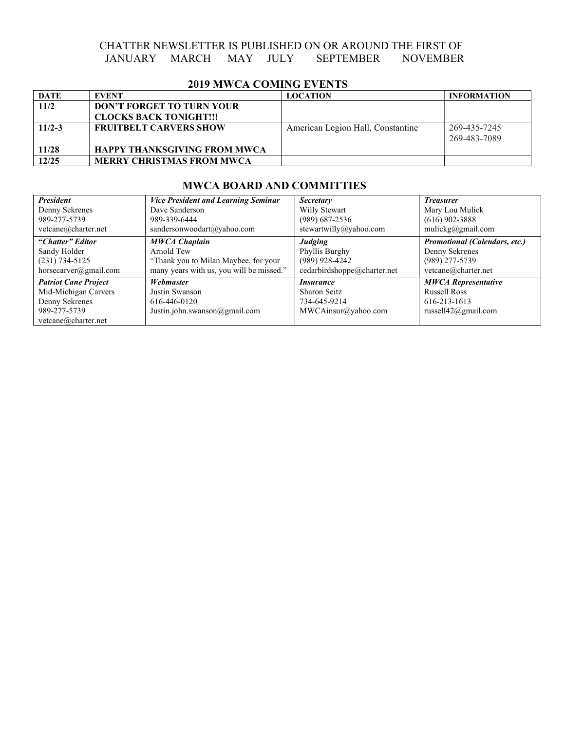CHATTER NEWSLETTER IS PUBLISHED ON OR AROUND THE FIRST OF
JANUARY MARCH MAY JULY SEPTEMBER NOVEMBER

## 2019 MWCA COMING EVENTS

| DATE | EVENT | LOCATION | INFORMATION |
|---|---|---|---|
| **11/2** | **DON'T FORGET TO TURN YOUR CLOCKS BACK TONIGHT!!!** | | |
| **11/2-3** | **FRUITBELT CARVERS SHOW** | American Legion Hall, Constantine | 269-435-7245<br>269-483-7089 |
| **11/28** | **HAPPY THANKSGIVING FROM MWCA** | | |
| **12/25** | **MERRY CHRISTMAS FROM MWCA** | | |

## MWCA BOARD AND COMMITTIES

| | | | |
|---|---|---|---|
| ***President***<br>Denny Sekrenes<br>989-277-5739<br>vetcane@charter.net | ***Vice President and Learning Seminar***<br>Dave Sanderson<br>989-339-6444<br>sandersonwoodart@yahoo.com | ***Secretary***<br>Willy Stewart<br>(989) 687-2536<br>stewartwilly@yahoo.com | ***Treasurer***<br>Mary Lou Mulick<br>(616) 902-3888<br>mulickg@gmail.com |
| **"*Chatter" Editor*** <br>Sandy Holder<br>(231) 734-5125<br>horsecarver@gmail.com | ***MWCA Chaplain***<br>Arnold Tew<br>"Thank you to Milan Maybee, for your many years with us, you will be missed." | ***Judging***<br>Phyllis Burghy<br>(989) 928-4242<br>cedarbirdshoppe@charter.net | ***Promotional (Calendars, etc.)***<br>Denny Sekrenes<br>(989) 277-5739<br>vetcane@charter.net |
| ***Patriot Cane Project***<br>Mid-Michigan Carvers<br>Denny Sekrenes<br>989-277-5739<br>vetcane@charter.net | ***Webmaster***<br>Justin Swanson<br>616-446-0120<br>Justin.john.swanson@gmail.com | ***Insurance***<br>Sharon Seitz<br>734-645-9214<br>MWCAinsur@yahoo.com | ***MWCA Representative***<br>Russell Ross<br>616-213-1613<br>russell42@gmail.com |